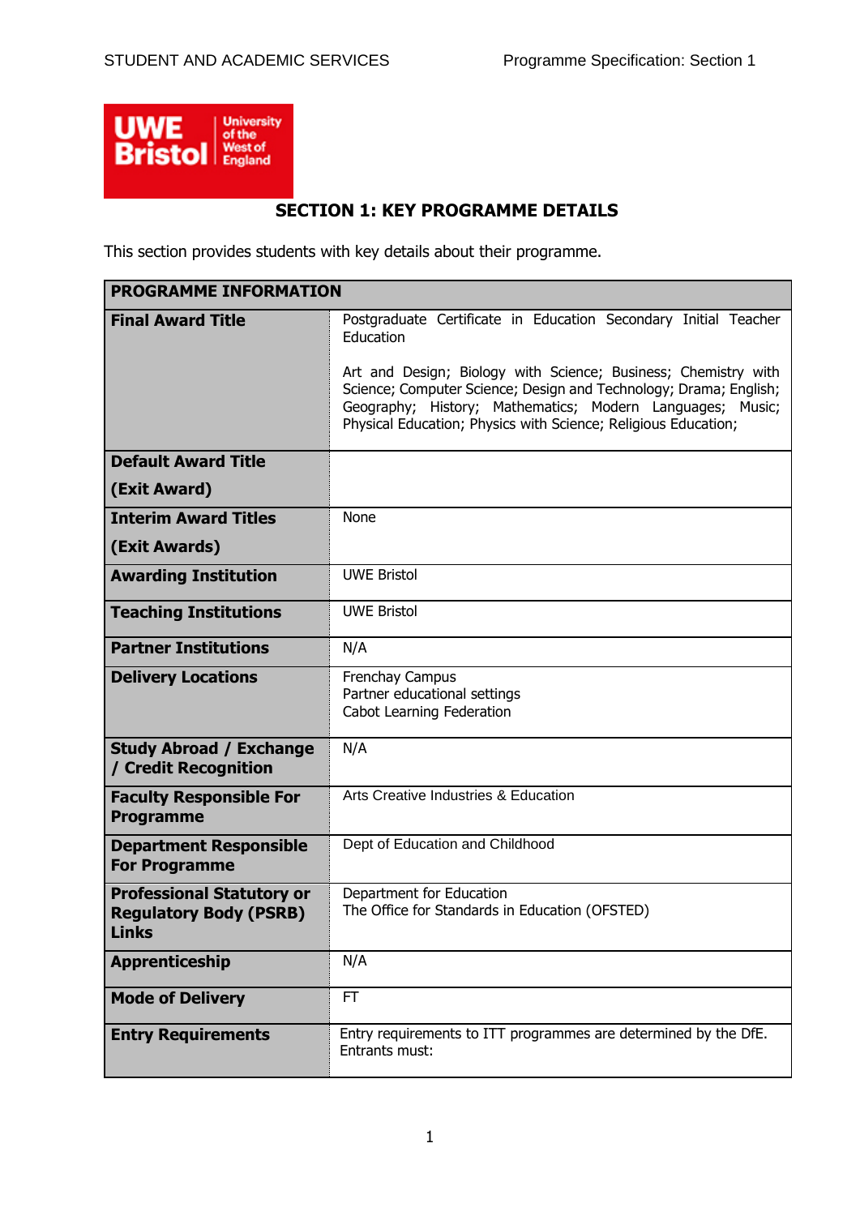# SECTION 1: KEY PROGRAMME DETAILS

This section provides students with key details about their programme.

| PROGRAMME INFORMATION | |
|---|---|
| **Final Award Title** | Postgraduate Certificate in Education Secondary Initial Teacher Education<br><br>Art and Design; Biology with Science; Business; Chemistry with Science; Computer Science; Design and Technology; Drama; English; Geography; History; Mathematics; Modern Languages; Music; Physical Education; Physics with Science; Religious Education; |
| **Default Award Title (Exit Award)** | |
| **Interim Award Titles (Exit Awards)** | None |
| **Awarding Institution** | UWE Bristol |
| **Teaching Institutions** | UWE Bristol |
| **Partner Institutions** | N/A |
| **Delivery Locations** | Frenchay Campus<br>Partner educational settings<br>Cabot Learning Federation |
| **Study Abroad / Exchange / Credit Recognition** | N/A |
| **Faculty Responsible For Programme** | Arts Creative Industries & Education |
| **Department Responsible For Programme** | Dept of Education and Childhood |
| **Professional Statutory or Regulatory Body (PSRB) Links** | Department for Education<br>The Office for Standards in Education (OFSTED) |
| **Apprenticeship** | N/A |
| **Mode of Delivery** | FT |
| **Entry Requirements** | Entry requirements to ITT programmes are determined by the DfE. Entrants must: |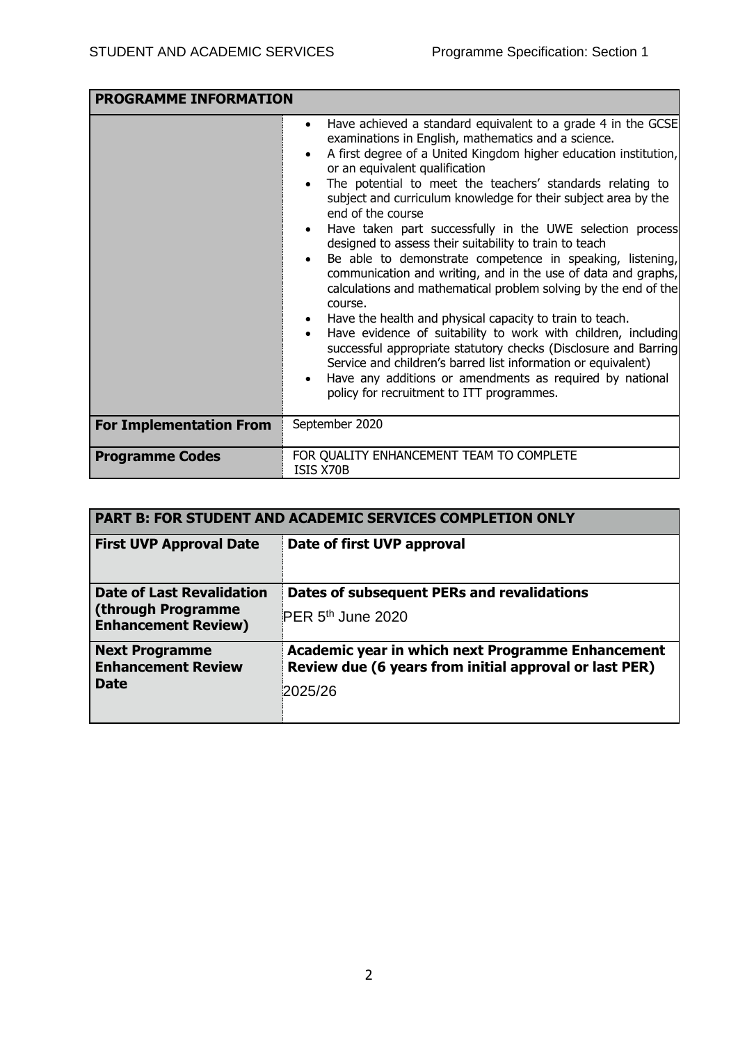| PROGRAMME INFORMATION | |
|---|---|
| | <ul><li>Have achieved a standard equivalent to a grade 4 in the GCSE examinations in English, mathematics and a science.</li><li>A first degree of a United Kingdom higher education institution, or an equivalent qualification</li><li>The potential to meet the teachers' standards relating to subject and curriculum knowledge for their subject area by the end of the course</li><li>Have taken part successfully in the UWE selection process designed to assess their suitability to train to teach</li><li>Be able to demonstrate competence in speaking, listening, communication and writing, and in the use of data and graphs, calculations and mathematical problem solving by the end of the course.</li><li>Have the health and physical capacity to train to teach.</li><li>Have evidence of suitability to work with children, including successful appropriate statutory checks (Disclosure and Barring Service and children's barred list information or equivalent)</li><li>Have any additions or amendments as required by national policy for recruitment to ITT programmes.</li></ul> |
| **For Implementation From** | September 2020 |
| **Programme Codes** | FOR QUALITY ENHANCEMENT TEAM TO COMPLETE<br>ISIS X70B |

| PART B: FOR STUDENT AND ACADEMIC SERVICES COMPLETION ONLY | |
|---|---|
| **First UVP Approval Date** | **Date of first UVP approval** |
| **Date of Last Revalidation (through Programme Enhancement Review)** | **Dates of subsequent PERs and revalidations**<br>PER 5th June 2020 |
| **Next Programme Enhancement Review Date** | **Academic year in which next Programme Enhancement Review due (6 years from initial approval or last PER)**<br>2025/26 |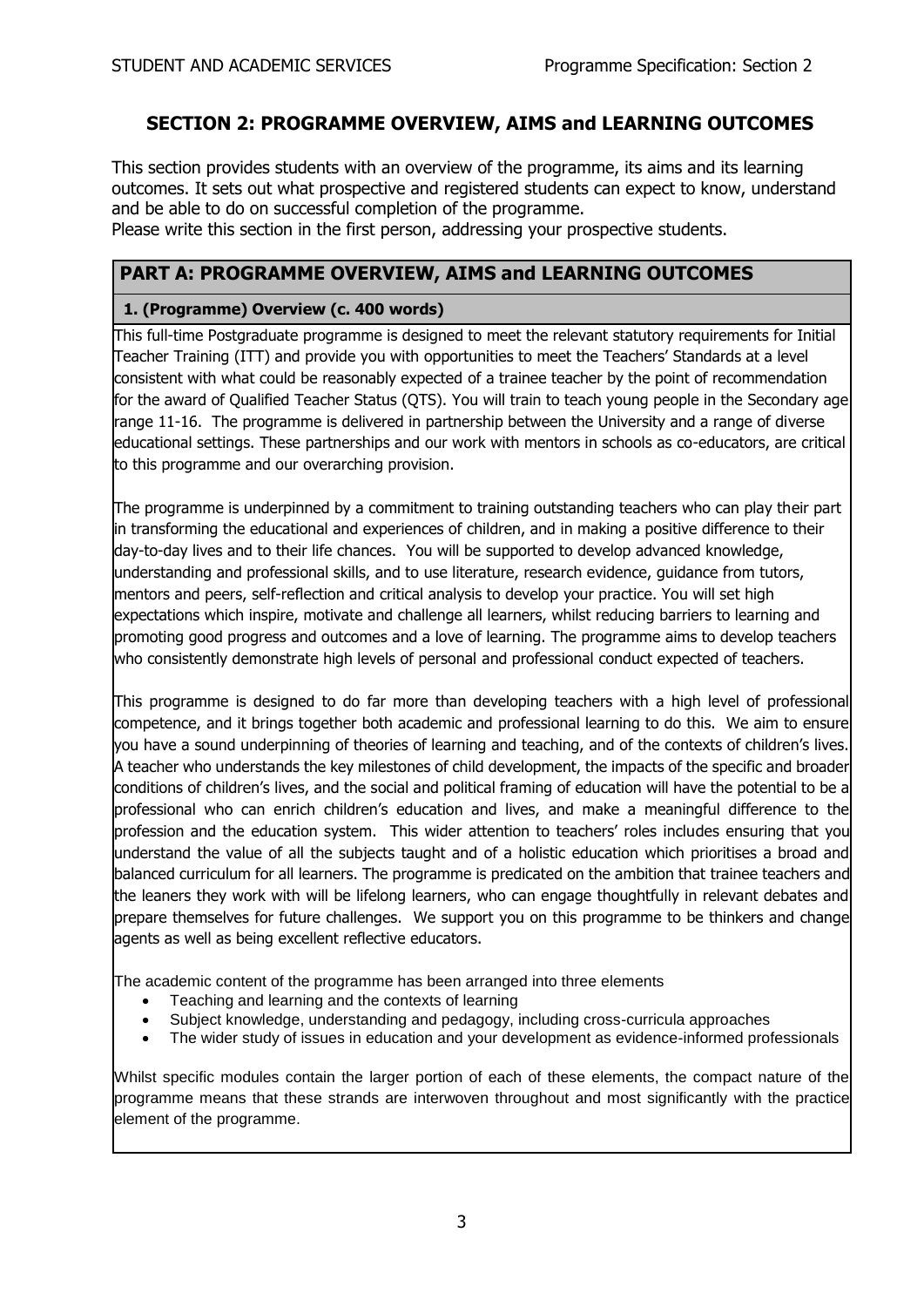# SECTION 2: PROGRAMME OVERVIEW, AIMS and LEARNING OUTCOMES

This section provides students with an overview of the programme, its aims and its learning outcomes. It sets out what prospective and registered students can expect to know, understand and be able to do on successful completion of the programme.
Please write this section in the first person, addressing your prospective students.

## PART A: PROGRAMME OVERVIEW, AIMS and LEARNING OUTCOMES

### 1. (Programme) Overview (c. 400 words)

This full-time Postgraduate programme is designed to meet the relevant statutory requirements for Initial Teacher Training (ITT) and provide you with opportunities to meet the Teachers' Standards at a level consistent with what could be reasonably expected of a trainee teacher by the point of recommendation for the award of Qualified Teacher Status (QTS). You will train to teach young people in the Secondary age range 11-16. The programme is delivered in partnership between the University and a range of diverse educational settings. These partnerships and our work with mentors in schools as co-educators, are critical to this programme and our overarching provision.

The programme is underpinned by a commitment to training outstanding teachers who can play their part in transforming the educational and experiences of children, and in making a positive difference to their day-to-day lives and to their life chances. You will be supported to develop advanced knowledge, understanding and professional skills, and to use literature, research evidence, guidance from tutors, mentors and peers, self-reflection and critical analysis to develop your practice. You will set high expectations which inspire, motivate and challenge all learners, whilst reducing barriers to learning and promoting good progress and outcomes and a love of learning. The programme aims to develop teachers who consistently demonstrate high levels of personal and professional conduct expected of teachers.

This programme is designed to do far more than developing teachers with a high level of professional competence, and it brings together both academic and professional learning to do this. We aim to ensure you have a sound underpinning of theories of learning and teaching, and of the contexts of children's lives. A teacher who understands the key milestones of child development, the impacts of the specific and broader conditions of children's lives, and the social and political framing of education will have the potential to be a professional who can enrich children's education and lives, and make a meaningful difference to the profession and the education system. This wider attention to teachers' roles includes ensuring that you understand the value of all the subjects taught and of a holistic education which prioritises a broad and balanced curriculum for all learners. The programme is predicated on the ambition that trainee teachers and the leaners they work with will be lifelong learners, who can engage thoughtfully in relevant debates and prepare themselves for future challenges. We support you on this programme to be thinkers and change agents as well as being excellent reflective educators.

The academic content of the programme has been arranged into three elements

- Teaching and learning and the contexts of learning
- Subject knowledge, understanding and pedagogy, including cross-curricula approaches
- The wider study of issues in education and your development as evidence-informed professionals

Whilst specific modules contain the larger portion of each of these elements, the compact nature of the programme means that these strands are interwoven throughout and most significantly with the practice element of the programme.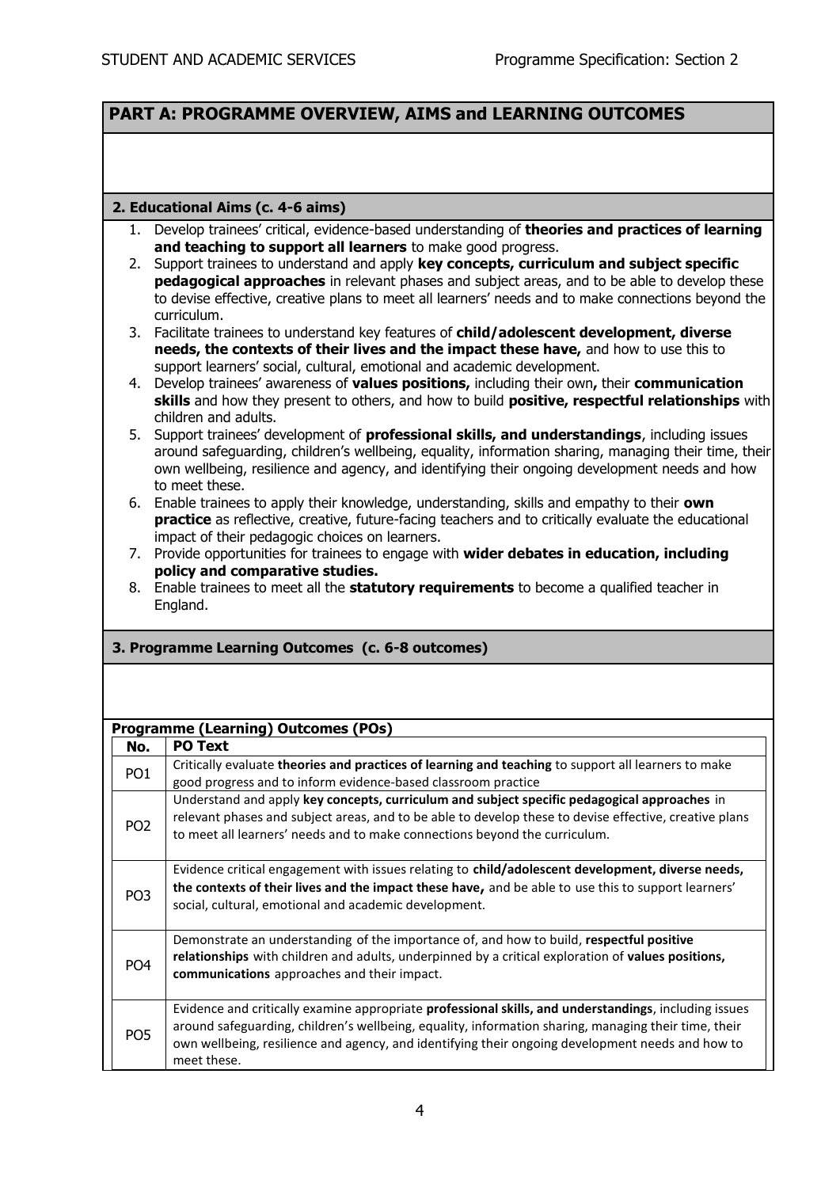## PART A: PROGRAMME OVERVIEW, AIMS and LEARNING OUTCOMES

### 2. Educational Aims (c. 4-6 aims)

1. Develop trainees' critical, evidence-based understanding of **theories and practices of learning and teaching to support all learners** to make good progress.
2. Support trainees to understand and apply **key concepts, curriculum and subject specific pedagogical approaches** in relevant phases and subject areas, and to be able to develop these to devise effective, creative plans to meet all learners' needs and to make connections beyond the curriculum.
3. Facilitate trainees to understand key features of **child/adolescent development, diverse needs, the contexts of their lives and the impact these have,** and how to use this to support learners' social, cultural, emotional and academic development.
4. Develop trainees' awareness of **values positions,** including their own**,** their **communication skills** and how they present to others, and how to build **positive, respectful relationships** with children and adults.
5. Support trainees' development of **professional skills, and understandings**, including issues around safeguarding, children's wellbeing, equality, information sharing, managing their time, their own wellbeing, resilience and agency, and identifying their ongoing development needs and how to meet these.
6. Enable trainees to apply their knowledge, understanding, skills and empathy to their **own practice** as reflective, creative, future-facing teachers and to critically evaluate the educational impact of their pedagogic choices on learners.
7. Provide opportunities for trainees to engage with **wider debates in education, including policy and comparative studies.**
8. Enable trainees to meet all the **statutory requirements** to become a qualified teacher in England.

### 3. Programme Learning Outcomes (c. 6-8 outcomes)

**Programme (Learning) Outcomes (POs)**

| No. | PO Text |
|---|---|
| PO1 | Critically evaluate **theories and practices of learning and teaching** to support all learners to make good progress and to inform evidence-based classroom practice |
| PO2 | Understand and apply **key concepts, curriculum and subject specific pedagogical approaches** in relevant phases and subject areas, and to be able to develop these to devise effective, creative plans to meet all learners' needs and to make connections beyond the curriculum. |
| PO3 | Evidence critical engagement with issues relating to **child/adolescent development, diverse needs, the contexts of their lives and the impact these have,** and be able to use this to support learners' social, cultural, emotional and academic development. |
| PO4 | Demonstrate an understanding of the importance of, and how to build, **respectful positive relationships** with children and adults, underpinned by a critical exploration of **values positions, communications** approaches and their impact. |
| PO5 | Evidence and critically examine appropriate **professional skills, and understandings**, including issues around safeguarding, children's wellbeing, equality, information sharing, managing their time, their own wellbeing, resilience and agency, and identifying their ongoing development needs and how to meet these. |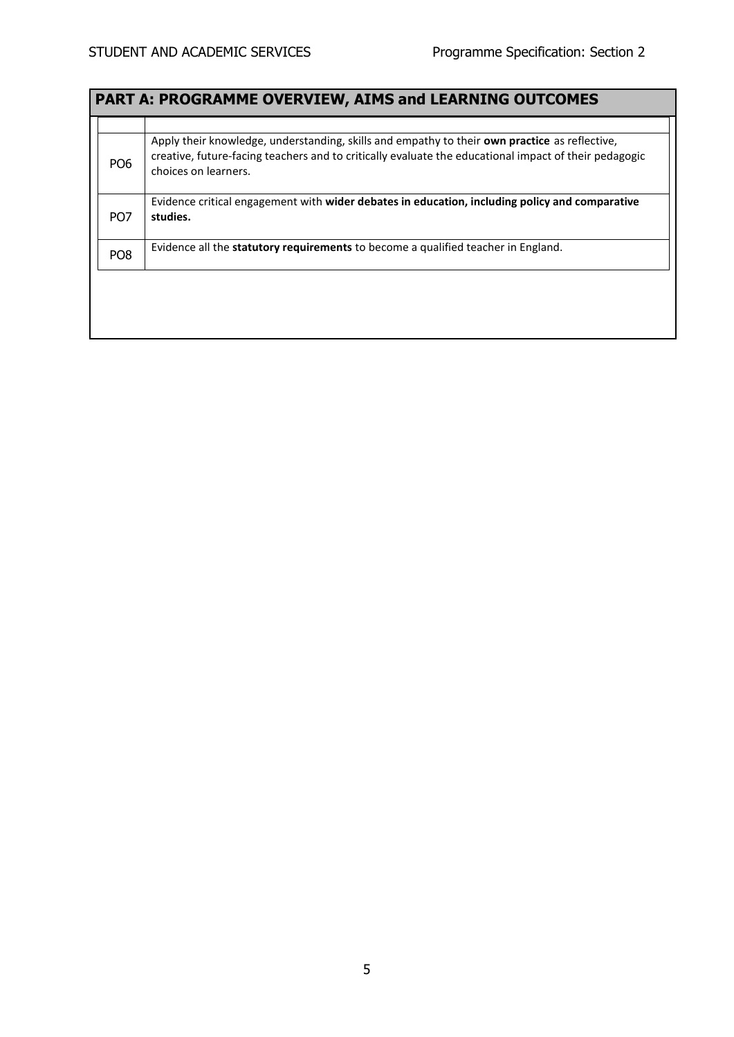## PART A: PROGRAMME OVERVIEW, AIMS and LEARNING OUTCOMES

| | |
|---|---|
| PO6 | Apply their knowledge, understanding, skills and empathy to their **own practice** as reflective, creative, future-facing teachers and to critically evaluate the educational impact of their pedagogic choices on learners. |
| PO7 | Evidence critical engagement with **wider debates in education, including policy and comparative studies.** |
| PO8 | Evidence all the **statutory requirements** to become a qualified teacher in England. |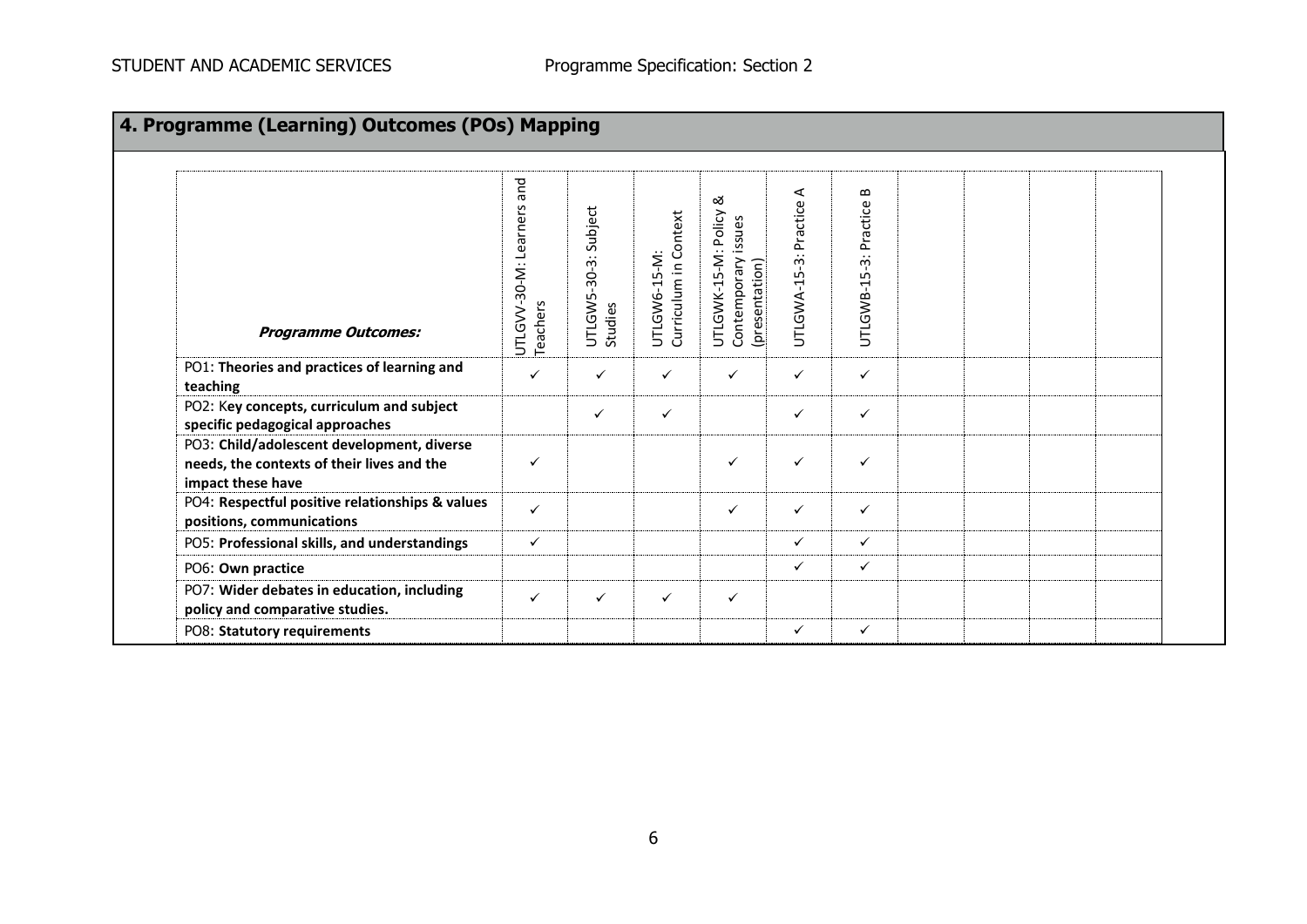## 4. Programme (Learning) Outcomes (POs) Mapping

| ***Programme Outcomes:*** | UTLGVV-30-M: Learners and Teachers | UTLGW5-30-3: Subject Studies | UTLGW6-15-M: Curriculum in Context | UTLGWK-15-M: Policy & Contemporary issues (presentation) | UTLGWA-15-3: Practice A | UTLGWB-15-3: Practice B | | | | |
|---|---|---|---|---|---|---|---|---|---|---|
| PO1: **Theories and practices of learning and teaching** | ✓ | ✓ | ✓ | ✓ | ✓ | ✓ | | | | |
| PO2: K**ey concepts, curriculum and subject specific pedagogical approaches** | | ✓ | ✓ | | ✓ | ✓ | | | | |
| PO3: **Child/adolescent development, diverse needs, the contexts of their lives and the impact these have** | ✓ | | | ✓ | ✓ | ✓ | | | | |
| PO4: **Respectful positive relationships & values positions, communications** | ✓ | | | ✓ | ✓ | ✓ | | | | |
| PO5: **Professional skills, and understandings** | ✓ | | | | ✓ | ✓ | | | | |
| PO6: **Own practice** | | | | | ✓ | ✓ | | | | |
| PO7: **Wider debates in education, including policy and comparative studies.** | ✓ | ✓ | ✓ | ✓ | | | | | | |
| PO8: **Statutory requirements** | | | | | ✓ | ✓ | | | | |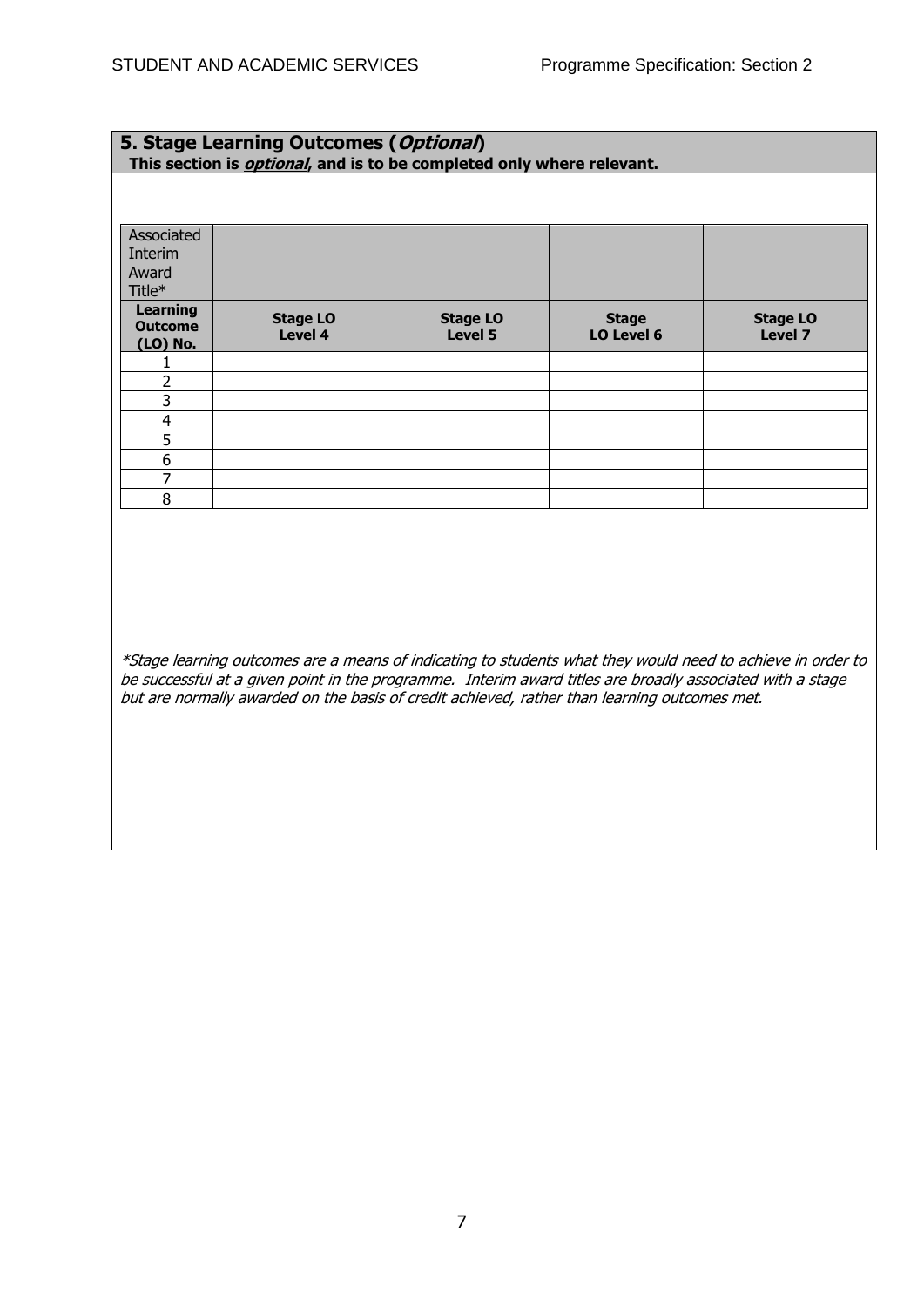## 5. Stage Learning Outcomes (*Optional*)

**This section is *optional*, and is to be completed only where relevant.**

| Associated Interim Award Title* | | | | |
|---|---|---|---|---|
| **Learning Outcome (LO) No.** | **Stage LO Level 4** | **Stage LO Level 5** | **Stage LO Level 6** | **Stage LO Level 7** |
| 1 | | | | |
| 2 | | | | |
| 3 | | | | |
| 4 | | | | |
| 5 | | | | |
| 6 | | | | |
| 7 | | | | |
| 8 | | | | |

*\*Stage learning outcomes are a means of indicating to students what they would need to achieve in order to be successful at a given point in the programme. Interim award titles are broadly associated with a stage but are normally awarded on the basis of credit achieved, rather than learning outcomes met.*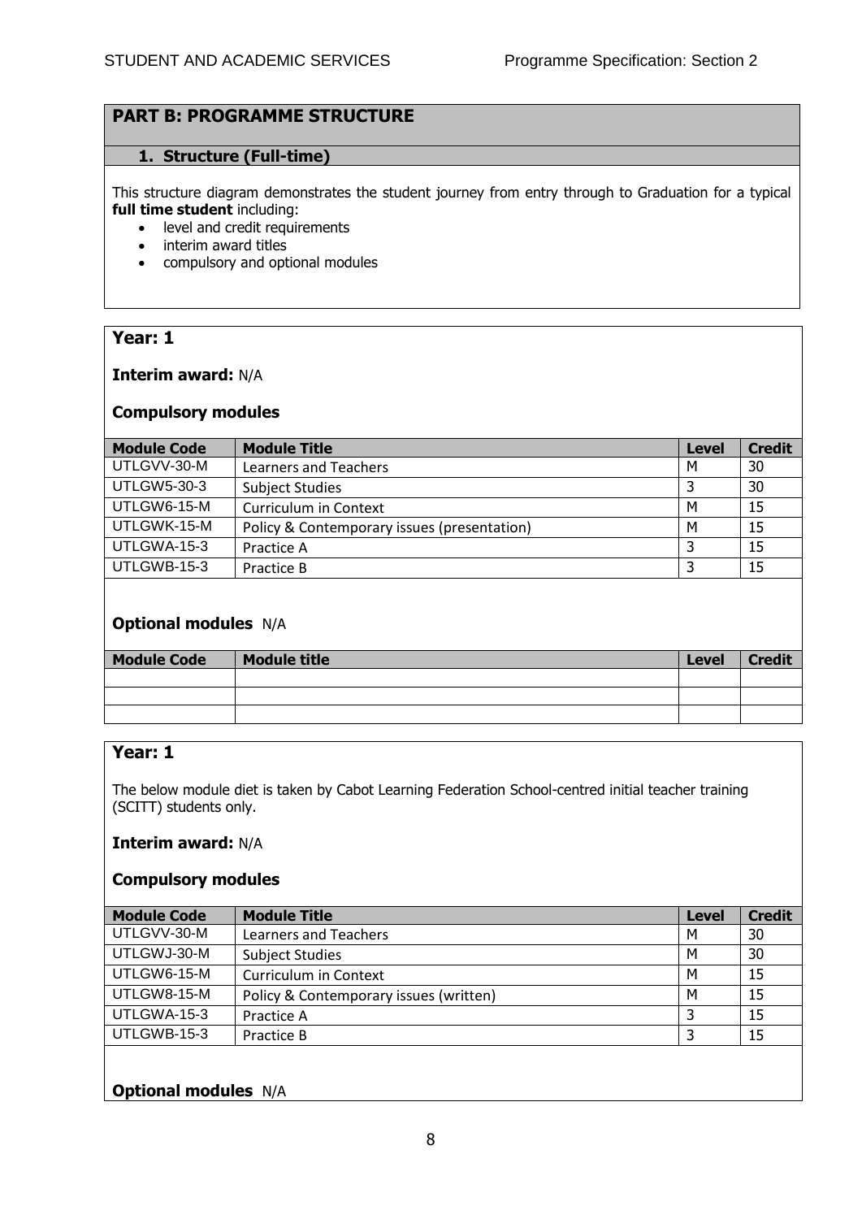## PART B: PROGRAMME STRUCTURE

### 1. Structure (Full-time)

This structure diagram demonstrates the student journey from entry through to Graduation for a typical **full time student** including:

- level and credit requirements
- interim award titles
- compulsory and optional modules

### Year: 1

**Interim award:** N/A

**Compulsory modules**

| Module Code | Module Title | Level | Credit |
|---|---|---|---|
| UTLGVV-30-M | Learners and Teachers | M | 30 |
| UTLGW5-30-3 | Subject Studies | 3 | 30 |
| UTLGW6-15-M | Curriculum in Context | M | 15 |
| UTLGWK-15-M | Policy & Contemporary issues (presentation) | M | 15 |
| UTLGWA-15-3 | Practice A | 3 | 15 |
| UTLGWB-15-3 | Practice B | 3 | 15 |

**Optional modules** N/A

| Module Code | Module title | Level | Credit |
|---|---|---|---|
| | | | |
| | | | |
| | | | |

### Year: 1

The below module diet is taken by Cabot Learning Federation School-centred initial teacher training (SCITT) students only.

**Interim award:** N/A

**Compulsory modules**

| Module Code | Module Title | Level | Credit |
|---|---|---|---|
| UTLGVV-30-M | Learners and Teachers | M | 30 |
| UTLGWJ-30-M | Subject Studies | M | 30 |
| UTLGW6-15-M | Curriculum in Context | M | 15 |
| UTLGW8-15-M | Policy & Contemporary issues (written) | M | 15 |
| UTLGWA-15-3 | Practice A | 3 | 15 |
| UTLGWB-15-3 | Practice B | 3 | 15 |

**Optional modules** N/A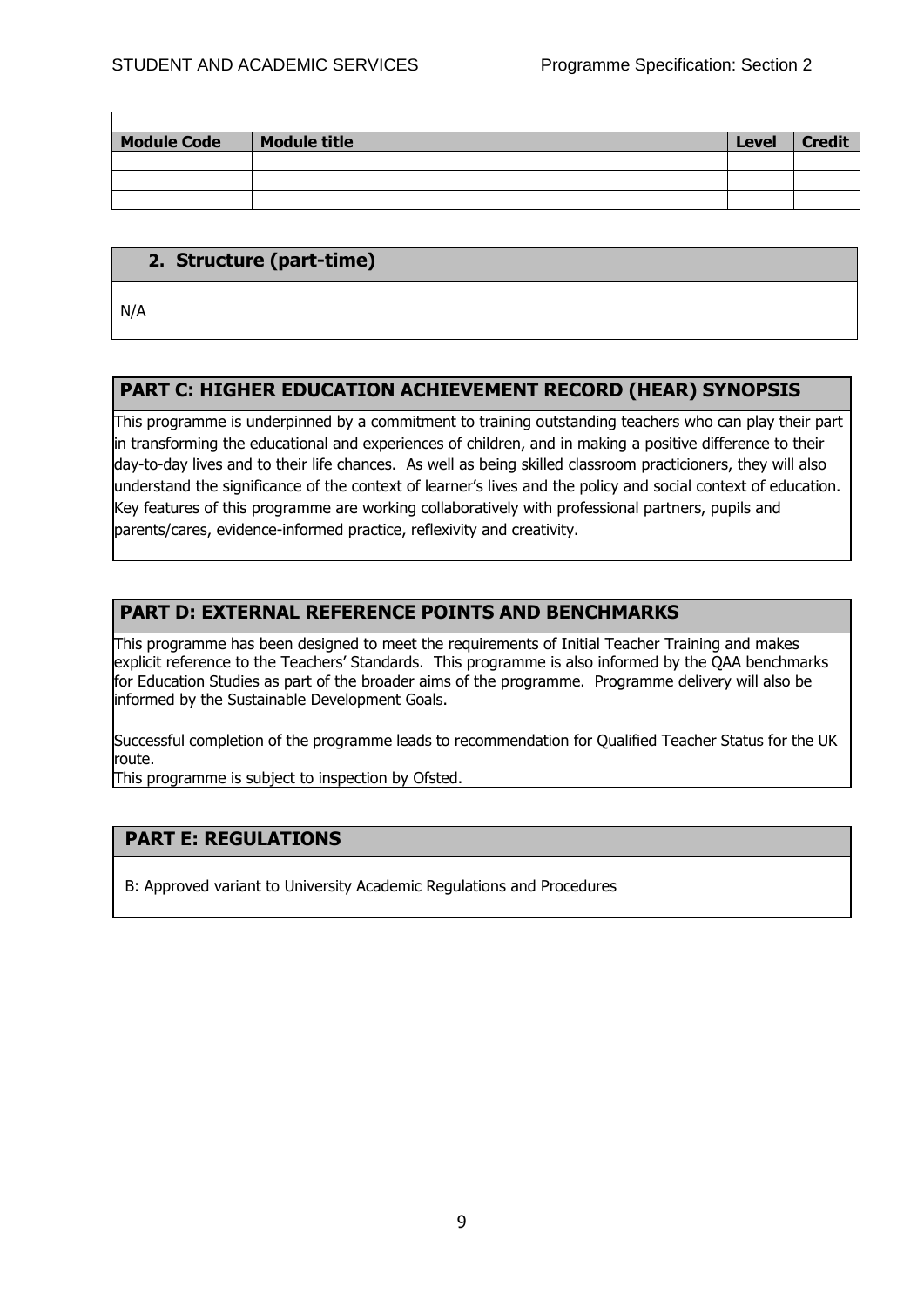| Module Code | Module title | Level | Credit |
|---|---|---|---|
| | | | |
| | | | |
| | | | |

## 2. Structure (part-time)

N/A

## PART C: HIGHER EDUCATION ACHIEVEMENT RECORD (HEAR) SYNOPSIS

This programme is underpinned by a commitment to training outstanding teachers who can play their part in transforming the educational and experiences of children, and in making a positive difference to their day-to-day lives and to their life chances. As well as being skilled classroom practicioners, they will also understand the significance of the context of learner's lives and the policy and social context of education. Key features of this programme are working collaboratively with professional partners, pupils and parents/cares, evidence-informed practice, reflexivity and creativity.

## PART D: EXTERNAL REFERENCE POINTS AND BENCHMARKS

This programme has been designed to meet the requirements of Initial Teacher Training and makes explicit reference to the Teachers' Standards. This programme is also informed by the QAA benchmarks for Education Studies as part of the broader aims of the programme. Programme delivery will also be informed by the Sustainable Development Goals.

Successful completion of the programme leads to recommendation for Qualified Teacher Status for the UK route.
This programme is subject to inspection by Ofsted.

## PART E: REGULATIONS

B: Approved variant to University Academic Regulations and Procedures